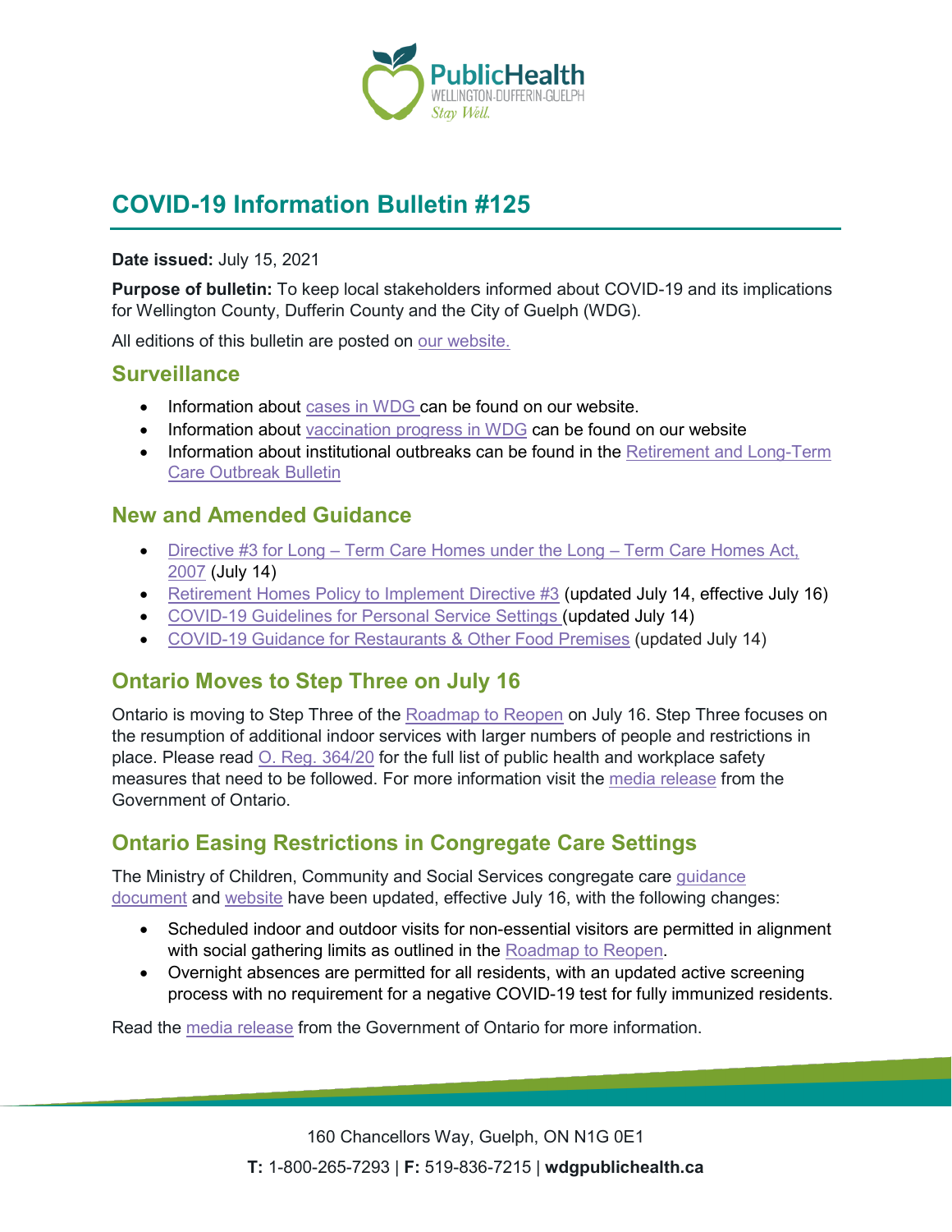# COVID-19 Information Bulletin #125

**Date issued:** July 15, 2021

**Purpose of bulletin:** To keep local stakeholders informed about COVID-19 and its implications for Wellington County, Dufferin County and the City of Guelph (WDG).

All editions of this bulletin are posted on our website.

## Surveillance

- Information about cases in WDG can be found on our website.
- Information about vaccination progress in WDG can be found on our website
- Information about institutional outbreaks can be found in the Retirement and Long-Term Care Outbreak Bulletin

## New and Amended Guidance

- Directive #3 for Long – Term Care Homes under the Long – Term Care Homes Act, 2007 (July 14)
- Retirement Homes Policy to Implement Directive #3 (updated July 14, effective July 16)
- COVID-19 Guidelines for Personal Service Settings (updated July 14)
- COVID-19 Guidance for Restaurants & Other Food Premises (updated July 14)

## Ontario Moves to Step Three on July 16

Ontario is moving to Step Three of the Roadmap to Reopen on July 16. Step Three focuses on the resumption of additional indoor services with larger numbers of people and restrictions in place. Please read O. Reg. 364/20 for the full list of public health and workplace safety measures that need to be followed. For more information visit the media release from the Government of Ontario.

## Ontario Easing Restrictions in Congregate Care Settings

The Ministry of Children, Community and Social Services congregate care guidance document and website have been updated, effective July 16, with the following changes:

- Scheduled indoor and outdoor visits for non-essential visitors are permitted in alignment with social gathering limits as outlined in the Roadmap to Reopen.
- Overnight absences are permitted for all residents, with an updated active screening process with no requirement for a negative COVID-19 test for fully immunized residents.

Read the media release from the Government of Ontario for more information.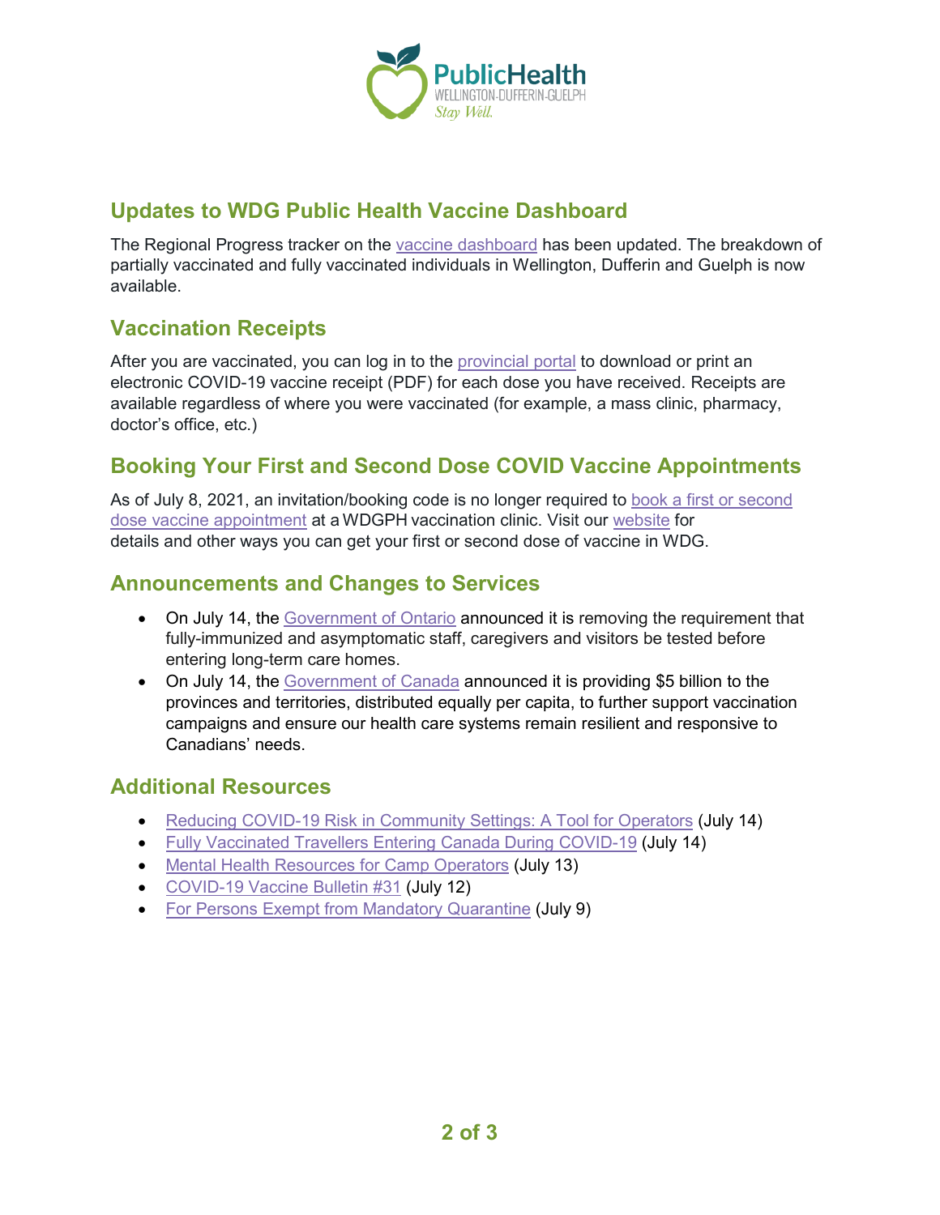## Updates to WDG Public Health Vaccine Dashboard

The Regional Progress tracker on the vaccine dashboard has been updated. The breakdown of partially vaccinated and fully vaccinated individuals in Wellington, Dufferin and Guelph is now available.

## Vaccination Receipts

After you are vaccinated, you can log in to the provincial portal to download or print an electronic COVID-19 vaccine receipt (PDF) for each dose you have received. Receipts are available regardless of where you were vaccinated (for example, a mass clinic, pharmacy, doctor's office, etc.)

## Booking Your First and Second Dose COVID Vaccine Appointments

As of July 8, 2021, an invitation/booking code is no longer required to book a first or second dose vaccine appointment at a WDGPH vaccination clinic. Visit our website for details and other ways you can get your first or second dose of vaccine in WDG.

## Announcements and Changes to Services

- On July 14, the Government of Ontario announced it is removing the requirement that fully-immunized and asymptomatic staff, caregivers and visitors be tested before entering long-term care homes.
- On July 14, the Government of Canada announced it is providing $5 billion to the provinces and territories, distributed equally per capita, to further support vaccination campaigns and ensure our health care systems remain resilient and responsive to Canadians' needs.

## Additional Resources

- Reducing COVID-19 Risk in Community Settings: A Tool for Operators (July 14)
- Fully Vaccinated Travellers Entering Canada During COVID-19 (July 14)
- Mental Health Resources for Camp Operators (July 13)
- COVID-19 Vaccine Bulletin #31 (July 12)
- For Persons Exempt from Mandatory Quarantine (July 9)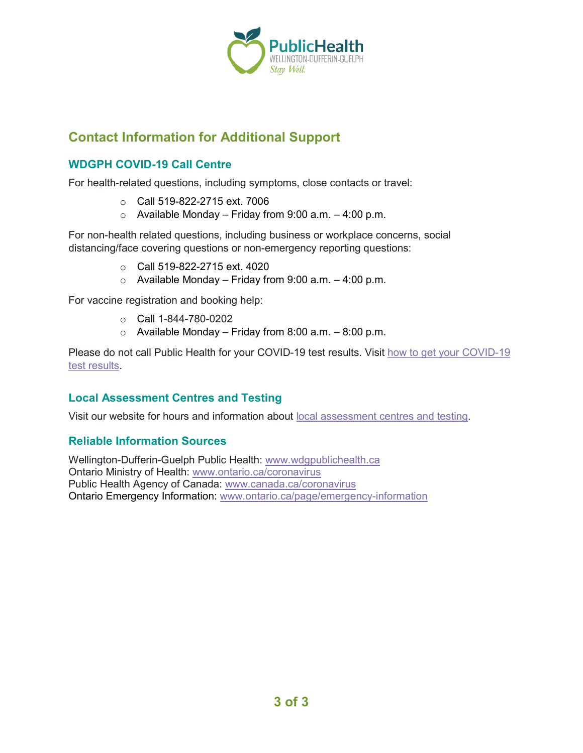## Contact Information for Additional Support

### WDGPH COVID-19 Call Centre

For health-related questions, including symptoms, close contacts or travel:

- Call 519-822-2715 ext. 7006
- Available Monday – Friday from 9:00 a.m. – 4:00 p.m.

For non-health related questions, including business or workplace concerns, social distancing/face covering questions or non-emergency reporting questions:

- Call 519-822-2715 ext. 4020
- Available Monday – Friday from 9:00 a.m. – 4:00 p.m.

For vaccine registration and booking help:

- Call 1-844-780-0202
- Available Monday – Friday from 8:00 a.m. – 8:00 p.m.

Please do not call Public Health for your COVID-19 test results. Visit how to get your COVID-19 test results.

### Local Assessment Centres and Testing

Visit our website for hours and information about local assessment centres and testing.

### Reliable Information Sources

Wellington-Dufferin-Guelph Public Health: www.wdgpublichealth.ca
Ontario Ministry of Health: www.ontario.ca/coronavirus
Public Health Agency of Canada: www.canada.ca/coronavirus
Ontario Emergency Information: www.ontario.ca/page/emergency-information